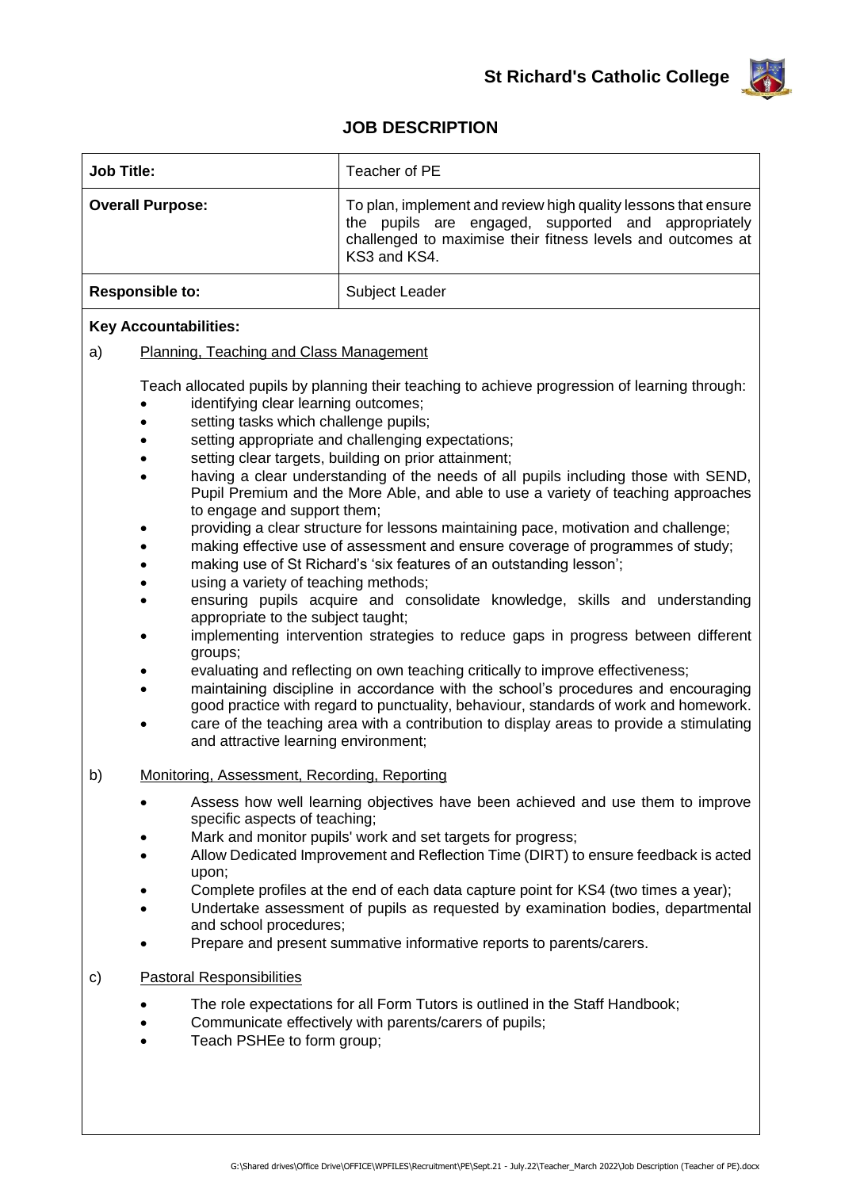**St Richard's Catholic College**

# JOB DESCRIPTION

| **Job Title:** | Teacher of PE |
|---|---|
| **Overall Purpose:** | To plan, implement and review high quality lessons that ensure the pupils are engaged, supported and appropriately challenged to maximise their fitness levels and outcomes at KS3 and KS4. |
| **Responsible to:** | Subject Leader |

**Key Accountabilities:**

a) Planning, Teaching and Class Management

Teach allocated pupils by planning their teaching to achieve progression of learning through:

- identifying clear learning outcomes;
- setting tasks which challenge pupils;
- setting appropriate and challenging expectations;
- setting clear targets, building on prior attainment;
- having a clear understanding of the needs of all pupils including those with SEND, Pupil Premium and the More Able, and able to use a variety of teaching approaches to engage and support them;
- providing a clear structure for lessons maintaining pace, motivation and challenge;
- making effective use of assessment and ensure coverage of programmes of study;
- making use of St Richard's 'six features of an outstanding lesson';
- using a variety of teaching methods;
- ensuring pupils acquire and consolidate knowledge, skills and understanding appropriate to the subject taught;
- implementing intervention strategies to reduce gaps in progress between different groups;
- evaluating and reflecting on own teaching critically to improve effectiveness;
- maintaining discipline in accordance with the school's procedures and encouraging good practice with regard to punctuality, behaviour, standards of work and homework.
- care of the teaching area with a contribution to display areas to provide a stimulating and attractive learning environment;

b) Monitoring, Assessment, Recording, Reporting

- Assess how well learning objectives have been achieved and use them to improve specific aspects of teaching;
- Mark and monitor pupils' work and set targets for progress;
- Allow Dedicated Improvement and Reflection Time (DIRT) to ensure feedback is acted upon;
- Complete profiles at the end of each data capture point for KS4 (two times a year);
- Undertake assessment of pupils as requested by examination bodies, departmental and school procedures;
- Prepare and present summative informative reports to parents/carers.

c) Pastoral Responsibilities

- The role expectations for all Form Tutors is outlined in the Staff Handbook;
- Communicate effectively with parents/carers of pupils;
- Teach PSHEe to form group;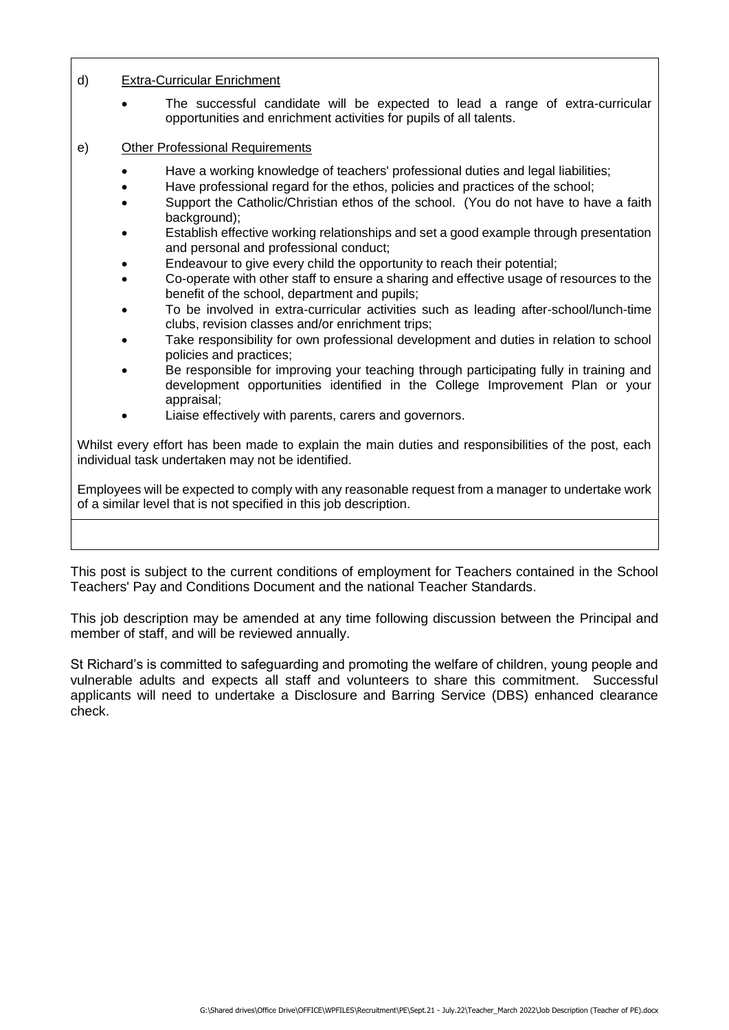d) Extra-Curricular Enrichment

- The successful candidate will be expected to lead a range of extra-curricular opportunities and enrichment activities for pupils of all talents.

e) Other Professional Requirements

- Have a working knowledge of teachers' professional duties and legal liabilities;
- Have professional regard for the ethos, policies and practices of the school;
- Support the Catholic/Christian ethos of the school. (You do not have to have a faith background);
- Establish effective working relationships and set a good example through presentation and personal and professional conduct;
- Endeavour to give every child the opportunity to reach their potential;
- Co-operate with other staff to ensure a sharing and effective usage of resources to the benefit of the school, department and pupils;
- To be involved in extra-curricular activities such as leading after-school/lunch-time clubs, revision classes and/or enrichment trips;
- Take responsibility for own professional development and duties in relation to school policies and practices;
- Be responsible for improving your teaching through participating fully in training and development opportunities identified in the College Improvement Plan or your appraisal;
- Liaise effectively with parents, carers and governors.

Whilst every effort has been made to explain the main duties and responsibilities of the post, each individual task undertaken may not be identified.

Employees will be expected to comply with any reasonable request from a manager to undertake work of a similar level that is not specified in this job description.

This post is subject to the current conditions of employment for Teachers contained in the School Teachers' Pay and Conditions Document and the national Teacher Standards.

This job description may be amended at any time following discussion between the Principal and member of staff, and will be reviewed annually.

St Richard's is committed to safeguarding and promoting the welfare of children, young people and vulnerable adults and expects all staff and volunteers to share this commitment. Successful applicants will need to undertake a Disclosure and Barring Service (DBS) enhanced clearance check.